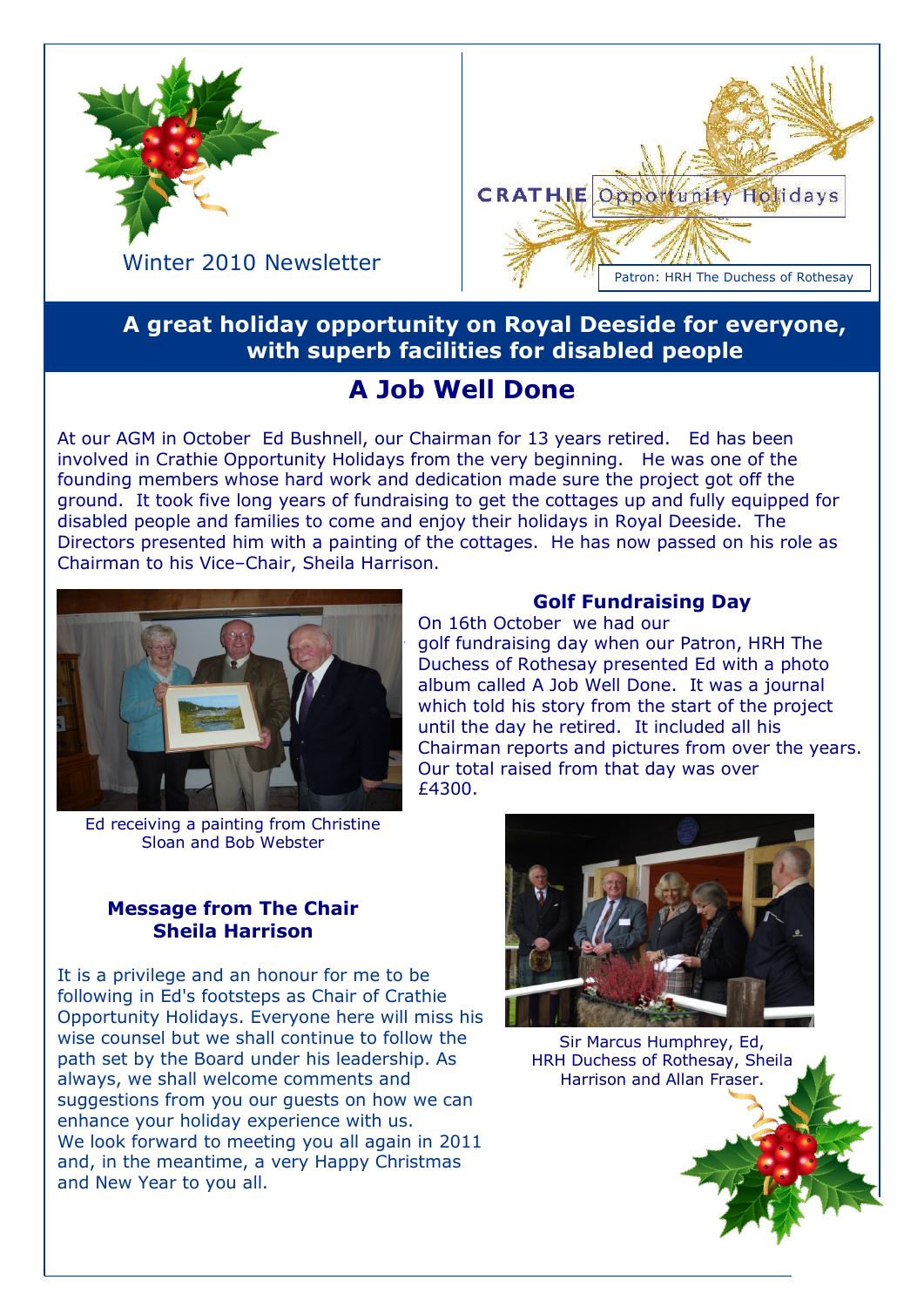Winter 2010 Newsletter

CRATHIE Opportunity Holidays

Patron: HRH The Duchess of Rothesay

**A great holiday opportunity on Royal Deeside for everyone, with superb facilities for disabled people**

# A Job Well Done

At our AGM in October Ed Bushnell, our Chairman for 13 years retired. Ed has been involved in Crathie Opportunity Holidays from the very beginning. He was one of the founding members whose hard work and dedication made sure the project got off the ground. It took five long years of fundraising to get the cottages up and fully equipped for disabled people and families to come and enjoy their holidays in Royal Deeside. The Directors presented him with a painting of the cottages. He has now passed on his role as Chairman to his Vice–Chair, Sheila Harrison.

Ed receiving a painting from Christine Sloan and Bob Webster

### Golf Fundraising Day

On 16th October we had our golf fundraising day when our Patron, HRH The Duchess of Rothesay presented Ed with a photo album called A Job Well Done. It was a journal which told his story from the start of the project until the day he retired. It included all his Chairman reports and pictures from over the years. Our total raised from that day was over £4300.

Sir Marcus Humphrey, Ed, HRH Duchess of Rothesay, Sheila Harrison and Allan Fraser.

### Message from The Chair Sheila Harrison

It is a privilege and an honour for me to be following in Ed's footsteps as Chair of Crathie Opportunity Holidays. Everyone here will miss his wise counsel but we shall continue to follow the path set by the Board under his leadership. As always, we shall welcome comments and suggestions from you our guests on how we can enhance your holiday experience with us.
We look forward to meeting you all again in 2011 and, in the meantime, a very Happy Christmas and New Year to you all.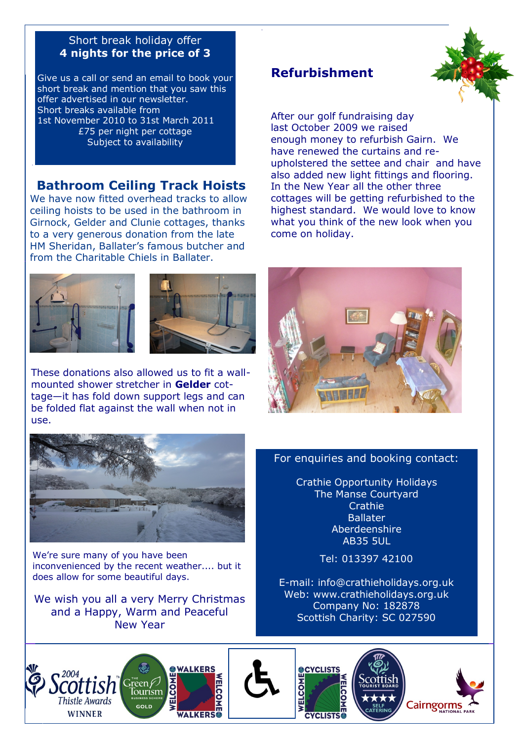Short break holiday offer

**4 nights for the price of 3**

Give us a call or send an email to book your short break and mention that you saw this offer advertised in our newsletter.
Short breaks available from
1st November 2010 to 31st March 2011
£75 per night per cottage
Subject to availability

## Bathroom Ceiling Track Hoists

We have now fitted overhead tracks to allow ceiling hoists to be used in the bathroom in Girnock, Gelder and Clunie cottages, thanks to a very generous donation from the late HM Sheridan, Ballater's famous butcher and from the Charitable Chiels in Ballater.

These donations also allowed us to fit a wall-mounted shower stretcher in **Gelder** cottage—it has fold down support legs and can be folded flat against the wall when not in use.

We're sure many of you have been inconvenienced by the recent weather.... but it does allow for some beautiful days.

We wish you all a very Merry Christmas and a Happy, Warm and Peaceful New Year

## Refurbishment

After our golf fundraising day last October 2009 we raised enough money to refurbish Gairn. We have renewed the curtains and re-upholstered the settee and chair and have also added new light fittings and flooring. In the New Year all the other three cottages will be getting refurbished to the highest standard. We would love to know what you think of the new look when you come on holiday.

For enquiries and booking contact:

Crathie Opportunity Holidays
The Manse Courtyard
Crathie
Ballater
Aberdeenshire
AB35 5UL

Tel: 013397 42100

E-mail: info@crathieholidays.org.uk
Web: www.crathieholidays.org.uk
Company No: 182878
Scottish Charity: SC 027590